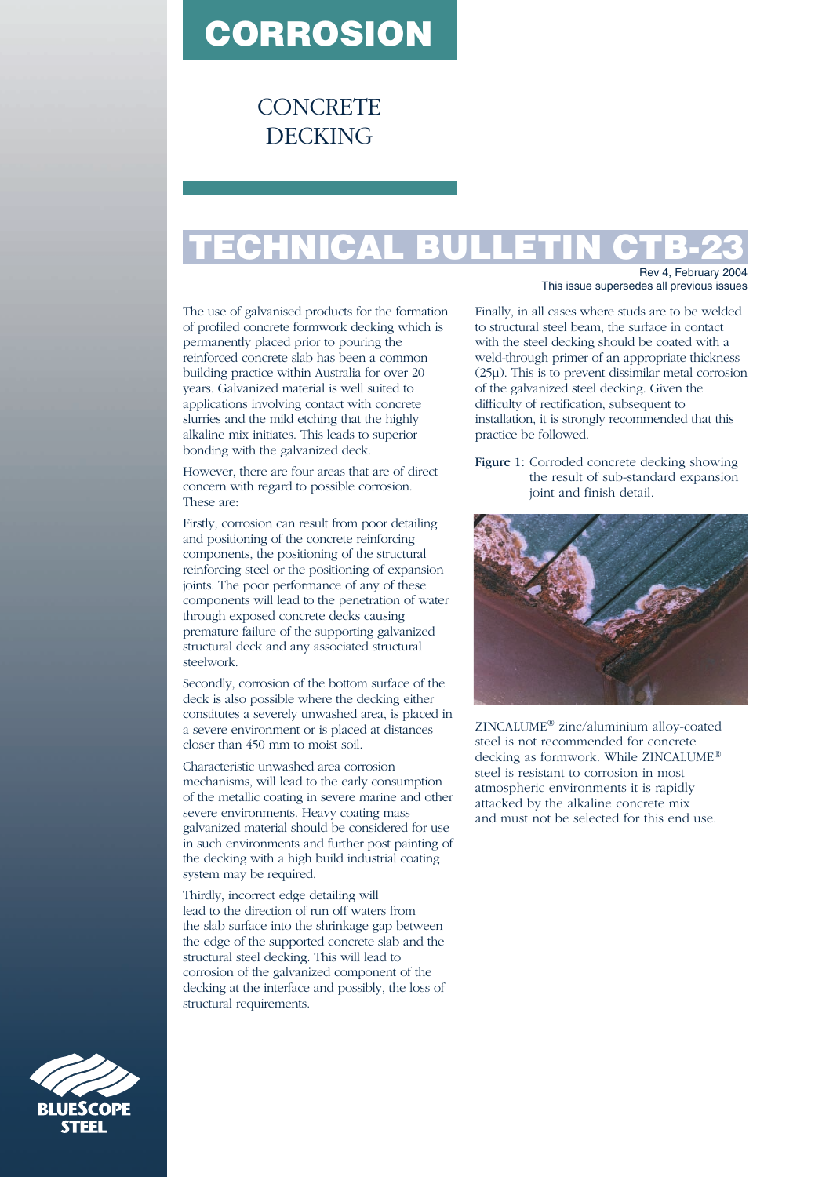# CORROSION

## CONCRETE DECKING

# TECHNICAL BULLETIN CTB-23

Rev 4, February 2004
This issue supersedes all previous issues

The use of galvanised products for the formation of profiled concrete formwork decking which is permanently placed prior to pouring the reinforced concrete slab has been a common building practice within Australia for over 20 years. Galvanized material is well suited to applications involving contact with concrete slurries and the mild etching that the highly alkaline mix initiates. This leads to superior bonding with the galvanized deck.

However, there are four areas that are of direct concern with regard to possible corrosion. These are:

Firstly, corrosion can result from poor detailing and positioning of the concrete reinforcing components, the positioning of the structural reinforcing steel or the positioning of expansion joints. The poor performance of any of these components will lead to the penetration of water through exposed concrete decks causing premature failure of the supporting galvanized structural deck and any associated structural steelwork.

Secondly, corrosion of the bottom surface of the deck is also possible where the decking either constitutes a severely unwashed area, is placed in a severe environment or is placed at distances closer than 450 mm to moist soil.

Characteristic unwashed area corrosion mechanisms, will lead to the early consumption of the metallic coating in severe marine and other severe environments. Heavy coating mass galvanized material should be considered for use in such environments and further post painting of the decking with a high build industrial coating system may be required.

Thirdly, incorrect edge detailing will lead to the direction of run off waters from the slab surface into the shrinkage gap between the edge of the supported concrete slab and the structural steel decking. This will lead to corrosion of the galvanized component of the decking at the interface and possibly, the loss of structural requirements.

Finally, in all cases where studs are to be welded to structural steel beam, the surface in contact with the steel decking should be coated with a weld-through primer of an appropriate thickness (25μ). This is to prevent dissimilar metal corrosion of the galvanized steel decking. Given the difficulty of rectification, subsequent to installation, it is strongly recommended that this practice be followed.

**Figure 1:** Corroded concrete decking showing the result of sub-standard expansion joint and finish detail.

ZINCALUME® zinc/aluminium alloy-coated steel is not recommended for concrete decking as formwork. While ZINCALUME® steel is resistant to corrosion in most atmospheric environments it is rapidly attacked by the alkaline concrete mix and must not be selected for this end use.

BLUESCOPE STEEL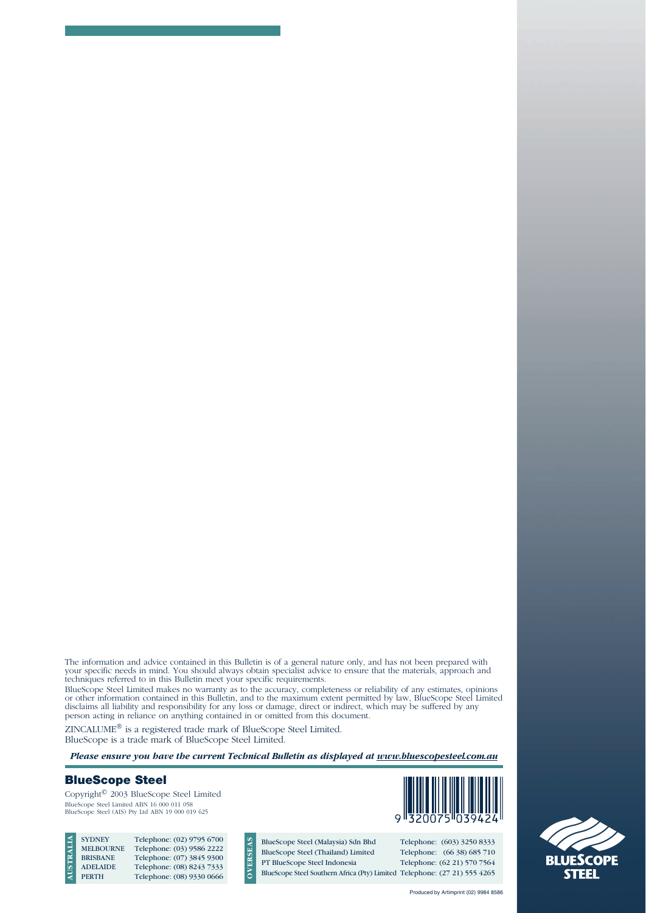The information and advice contained in this Bulletin is of a general nature only, and has not been prepared with your specific needs in mind. You should always obtain specialist advice to ensure that the materials, approach and techniques referred to in this Bulletin meet your specific requirements.

BlueScope Steel Limited makes no warranty as to the accuracy, completeness or reliability of any estimates, opinions or other information contained in this Bulletin, and to the maximum extent permitted by law, BlueScope Steel Limited disclaims all liability and responsibility for any loss or damage, direct or indirect, which may be suffered by any person acting in reliance on anything contained in or omitted from this document.

ZINCALUME® is a registered trade mark of BlueScope Steel Limited.
BlueScope is a trade mark of BlueScope Steel Limited.

***Please ensure you have the current Technical Bulletin as displayed at www.bluescopesteel.com.au***

## BlueScope Steel

Copyright© 2003 BlueScope Steel Limited
BlueScope Steel Limited ABN 16 000 011 058
BlueScope Steel (AIS) Pty Ltd ABN 19 000 019 625

9 320075 039424

**AUSTRALIA**

| | |
|---|---|
| SYDNEY | Telephone: (02) 9795 6700 |
| MELBOURNE | Telephone: (03) 9586 2222 |
| BRISBANE | Telephone: (07) 3845 9300 |
| ADELAIDE | Telephone: (08) 8243 7333 |
| PERTH | Telephone: (08) 9330 0666 |

**OVERSEAS**

| | |
|---|---|
| BlueScope Steel (Malaysia) Sdn Bhd | Telephone: (603) 3250 8333 |
| BlueScope Steel (Thailand) Limited | Telephone: (66 38) 685 710 |
| PT BlueScope Steel Indonesia | Telephone: (62 21) 570 7564 |
| BlueScope Steel Southern Africa (Pty) Limited | Telephone: (27 21) 555 4265 |

BLUESCOPE STEEL

Produced by Artimprint (02) 9984 8586